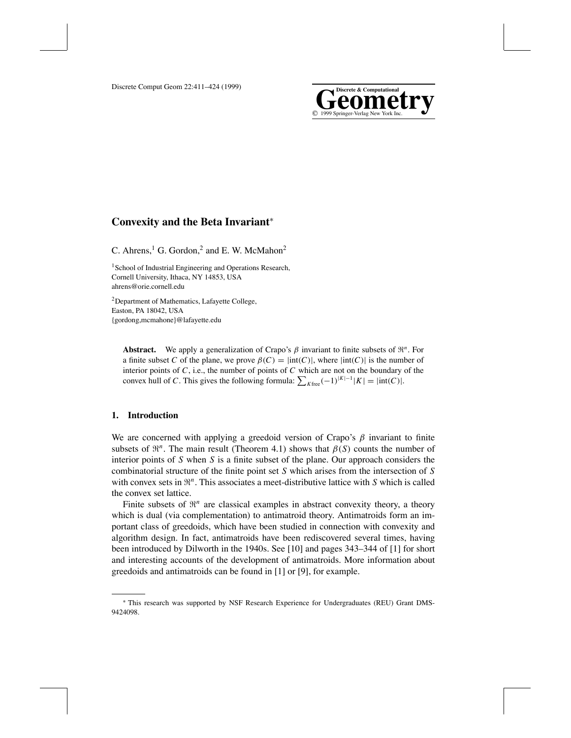# Convexity and the Beta Invariant*

C. Ahrens,[1] G. Gordon,[2] and E. W. McMahon[2]

[1] School of Industrial Engineering and Operations Research, Cornell University, Ithaca, NY 14853, USA
ahrens@orie.cornell.edu

[2] Department of Mathematics, Lafayette College, Easton, PA 18042, USA
{gordong,mcmahone}@lafayette.edu

**Abstract.** We apply a generalization of Crapo's $\beta$ invariant to finite subsets of $\Re^n$. For a finite subset $C$ of the plane, we prove $\beta(C) = |\text{int}(C)|$, where $|\text{int}(C)|$ is the number of interior points of $C$, i.e., the number of points of $C$ which are not on the boundary of the convex hull of $C$. This gives the following formula: $\sum_{K \text{ free}} (-1)^{|K|-1}|K| = |\text{int}(C)|$.

## 1. Introduction

We are concerned with applying a greedoid version of Crapo's $\beta$ invariant to finite subsets of $\Re^n$. The main result (Theorem 4.1) shows that $\beta(S)$ counts the number of interior points of $S$ when $S$ is a finite subset of the plane. Our approach considers the combinatorial structure of the finite point set $S$ which arises from the intersection of $S$ with convex sets in $\Re^n$. This associates a meet-distributive lattice with $S$ which is called the convex set lattice.

Finite subsets of $\Re^n$ are classical examples in abstract convexity theory, a theory which is dual (via complementation) to antimatroid theory. Antimatroids form an important class of greedoids, which have been studied in connection with convexity and algorithm design. In fact, antimatroids have been rediscovered several times, having been introduced by Dilworth in the 1940s. See [10] and pages 343–344 of [1] for short and interesting accounts of the development of antimatroids. More information about greedoids and antimatroids can be found in [1] or [9], for example.

* This research was supported by NSF Research Experience for Undergraduates (REU) Grant DMS-9424098.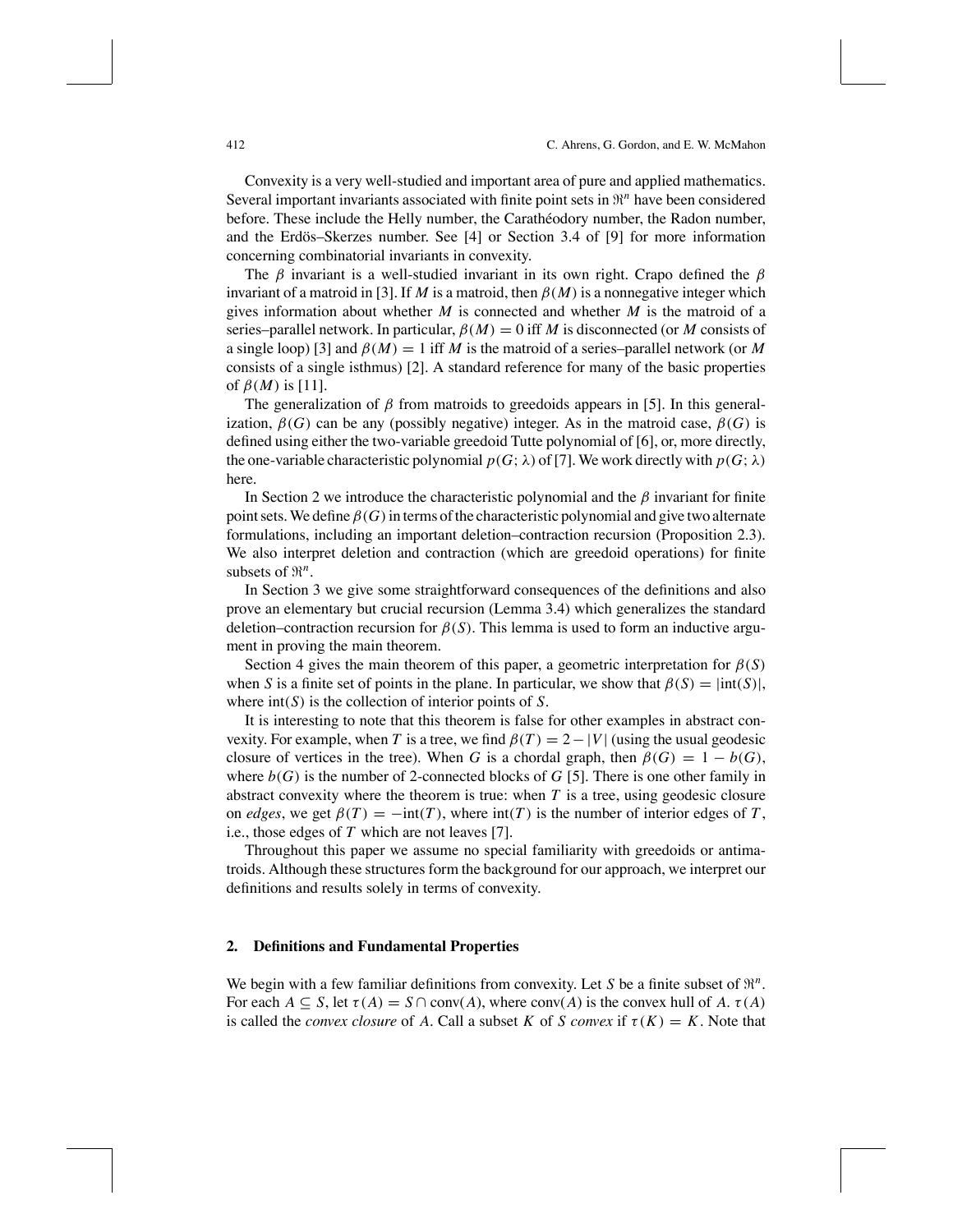Convexity is a very well-studied and important area of pure and applied mathematics. Several important invariants associated with finite point sets in $\Re^n$ have been considered before. These include the Helly number, the Carathéodory number, the Radon number, and the Erdös–Skerzes number. See [4] or Section 3.4 of [9] for more information concerning combinatorial invariants in convexity.

The $\beta$ invariant is a well-studied invariant in its own right. Crapo defined the $\beta$ invariant of a matroid in [3]. If $M$ is a matroid, then $\beta(M)$ is a nonnegative integer which gives information about whether $M$ is connected and whether $M$ is the matroid of a series–parallel network. In particular, $\beta(M) = 0$ iff $M$ is disconnected (or $M$ consists of a single loop) [3] and $\beta(M) = 1$ iff $M$ is the matroid of a series–parallel network (or $M$ consists of a single isthmus) [2]. A standard reference for many of the basic properties of $\beta(M)$ is [11].

The generalization of $\beta$ from matroids to greedoids appears in [5]. In this generalization, $\beta(G)$ can be any (possibly negative) integer. As in the matroid case, $\beta(G)$ is defined using either the two-variable greedoid Tutte polynomial of [6], or, more directly, the one-variable characteristic polynomial $p(G; \lambda)$ of [7]. We work directly with $p(G; \lambda)$ here.

In Section 2 we introduce the characteristic polynomial and the $\beta$ invariant for finite point sets. We define $\beta(G)$ in terms of the characteristic polynomial and give two alternate formulations, including an important deletion–contraction recursion (Proposition 2.3). We also interpret deletion and contraction (which are greedoid operations) for finite subsets of $\Re^n$.

In Section 3 we give some straightforward consequences of the definitions and also prove an elementary but crucial recursion (Lemma 3.4) which generalizes the standard deletion–contraction recursion for $\beta(S)$. This lemma is used to form an inductive argument in proving the main theorem.

Section 4 gives the main theorem of this paper, a geometric interpretation for $\beta(S)$ when $S$ is a finite set of points in the plane. In particular, we show that $\beta(S) = |\text{int}(S)|$, where $\text{int}(S)$ is the collection of interior points of $S$.

It is interesting to note that this theorem is false for other examples in abstract convexity. For example, when $T$ is a tree, we find $\beta(T) = 2 - |V|$ (using the usual geodesic closure of vertices in the tree). When $G$ is a chordal graph, then $\beta(G) = 1 - b(G)$, where $b(G)$ is the number of 2-connected blocks of $G$ [5]. There is one other family in abstract convexity where the theorem is true: when $T$ is a tree, using geodesic closure on *edges*, we get $\beta(T) = -\text{int}(T)$, where $\text{int}(T)$ is the number of interior edges of $T$, i.e., those edges of $T$ which are not leaves [7].

Throughout this paper we assume no special familiarity with greedoids or antimatroids. Although these structures form the background for our approach, we interpret our definitions and results solely in terms of convexity.

## 2. Definitions and Fundamental Properties

We begin with a few familiar definitions from convexity. Let $S$ be a finite subset of $\Re^n$. For each $A \subseteq S$, let $\tau(A) = S \cap \text{conv}(A)$, where $\text{conv}(A)$ is the convex hull of $A$. $\tau(A)$ is called the *convex closure* of $A$. Call a subset $K$ of $S$ *convex* if $\tau(K) = K$. Note that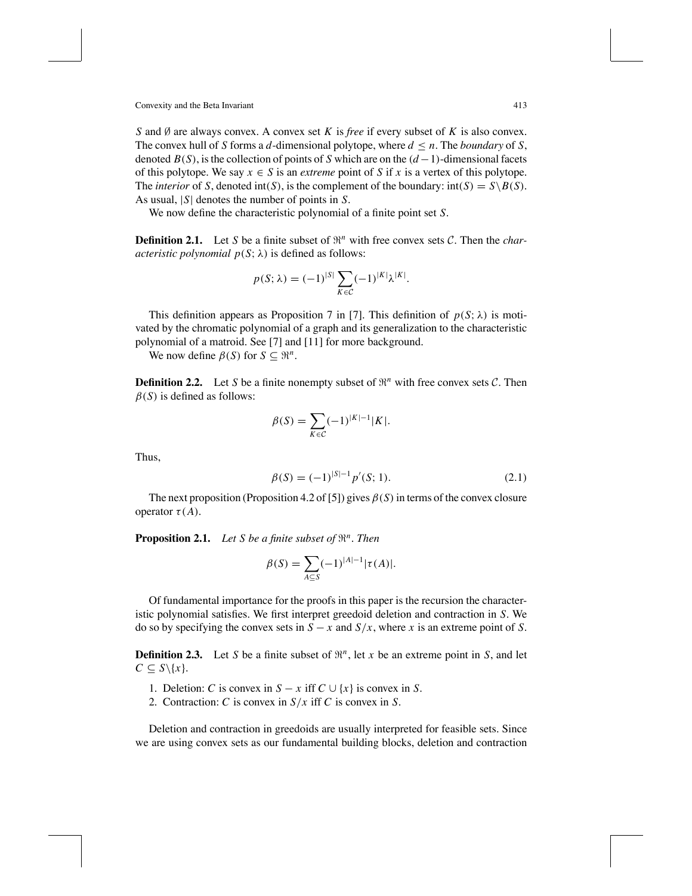$S$ and $\emptyset$ are always convex. A convex set $K$ is *free* if every subset of $K$ is also convex. The convex hull of $S$ forms a $d$-dimensional polytope, where $d \leq n$. The *boundary* of $S$, denoted $B(S)$, is the collection of points of $S$ which are on the $(d-1)$-dimensional facets of this polytope. We say $x \in S$ is an *extreme* point of $S$ if $x$ is a vertex of this polytope. The *interior* of $S$, denoted $\text{int}(S)$, is the complement of the boundary: $\text{int}(S) = S \backslash B(S)$. As usual, $|S|$ denotes the number of points in $S$.

We now define the characteristic polynomial of a finite point set $S$.

**Definition 2.1.** Let $S$ be a finite subset of $\Re^n$ with free convex sets $\mathcal{C}$. Then the *characteristic polynomial* $p(S; \lambda)$ is defined as follows:

$$p(S; \lambda) = (-1)^{|S|} \sum_{K \in \mathcal{C}} (-1)^{|K|} \lambda^{|K|}.$$

This definition appears as Proposition 7 in [7]. This definition of $p(S; \lambda)$ is motivated by the chromatic polynomial of a graph and its generalization to the characteristic polynomial of a matroid. See [7] and [11] for more background.

We now define $\beta(S)$ for $S \subseteq \Re^n$.

**Definition 2.2.** Let $S$ be a finite nonempty subset of $\Re^n$ with free convex sets $\mathcal{C}$. Then $\beta(S)$ is defined as follows:

$$\beta(S) = \sum_{K \in \mathcal{C}} (-1)^{|K|-1} |K|.$$

Thus,

$$\beta(S) = (-1)^{|S|-1} p'(S; 1). \tag{2.1}$$

The next proposition (Proposition 4.2 of [5]) gives $\beta(S)$ in terms of the convex closure operator $\tau(A)$.

**Proposition 2.1.** *Let $S$ be a finite subset of $\Re^n$. Then*

$$\beta(S) = \sum_{A \subseteq S} (-1)^{|A|-1} |\tau(A)|.$$

Of fundamental importance for the proofs in this paper is the recursion the characteristic polynomial satisfies. We first interpret greedoid deletion and contraction in $S$. We do so by specifying the convex sets in $S - x$ and $S/x$, where $x$ is an extreme point of $S$.

**Definition 2.3.** Let $S$ be a finite subset of $\Re^n$, let $x$ be an extreme point in $S$, and let $C \subseteq S \backslash \{x\}$.

1. Deletion: $C$ is convex in $S - x$ iff $C \cup \{x\}$ is convex in $S$.
2. Contraction: $C$ is convex in $S/x$ iff $C$ is convex in $S$.

Deletion and contraction in greedoids are usually interpreted for feasible sets. Since we are using convex sets as our fundamental building blocks, deletion and contraction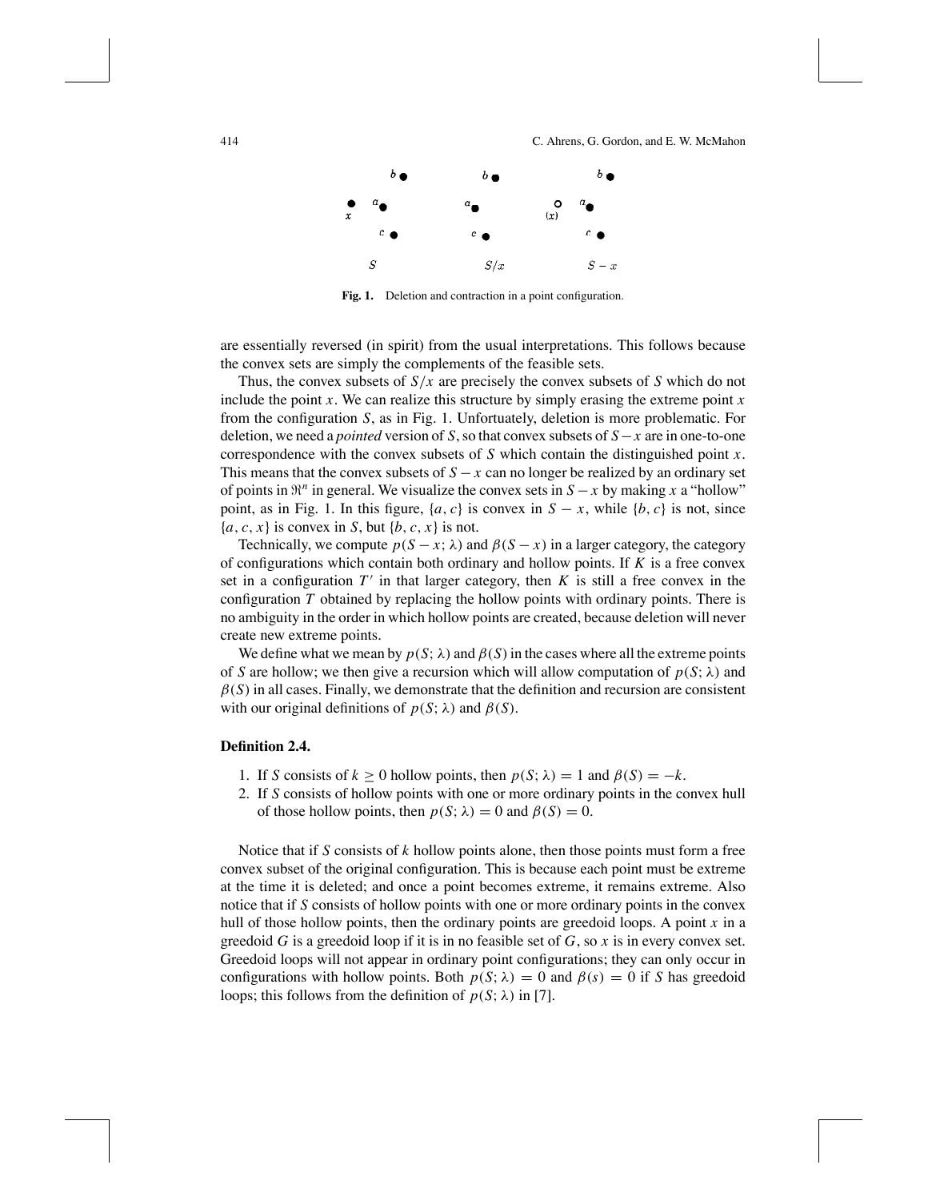Fig. 1. Deletion and contraction in a point configuration.

are essentially reversed (in spirit) from the usual interpretations. This follows because the convex sets are simply the complements of the feasible sets.

Thus, the convex subsets of $S/x$ are precisely the convex subsets of $S$ which do not include the point $x$. We can realize this structure by simply erasing the extreme point $x$ from the configuration $S$, as in Fig. 1. Unfortuately, deletion is more problematic. For deletion, we need a *pointed* version of $S$, so that convex subsets of $S-x$ are in one-to-one correspondence with the convex subsets of $S$ which contain the distinguished point $x$. This means that the convex subsets of $S-x$ can no longer be realized by an ordinary set of points in $\Re^n$ in general. We visualize the convex sets in $S-x$ by making $x$ a "hollow" point, as in Fig. 1. In this figure, $\{a, c\}$ is convex in $S-x$, while $\{b, c\}$ is not, since $\{a, c, x\}$ is convex in $S$, but $\{b, c, x\}$ is not.

Technically, we compute $p(S-x; \lambda)$ and $\beta(S-x)$ in a larger category, the category of configurations which contain both ordinary and hollow points. If $K$ is a free convex set in a configuration $T'$ in that larger category, then $K$ is still a free convex in the configuration $T$ obtained by replacing the hollow points with ordinary points. There is no ambiguity in the order in which hollow points are created, because deletion will never create new extreme points.

We define what we mean by $p(S; \lambda)$ and $\beta(S)$ in the cases where all the extreme points of $S$ are hollow; we then give a recursion which will allow computation of $p(S; \lambda)$ and $\beta(S)$ in all cases. Finally, we demonstrate that the definition and recursion are consistent with our original definitions of $p(S; \lambda)$ and $\beta(S)$.

**Definition 2.4.**

1. If $S$ consists of $k \geq 0$ hollow points, then $p(S; \lambda) = 1$ and $\beta(S) = -k$.
2. If $S$ consists of hollow points with one or more ordinary points in the convex hull of those hollow points, then $p(S; \lambda) = 0$ and $\beta(S) = 0$.

Notice that if $S$ consists of $k$ hollow points alone, then those points must form a free convex subset of the original configuration. This is because each point must be extreme at the time it is deleted; and once a point becomes extreme, it remains extreme. Also notice that if $S$ consists of hollow points with one or more ordinary points in the convex hull of those hollow points, then the ordinary points are greedoid loops. A point $x$ in a greedoid $G$ is a greedoid loop if it is in no feasible set of $G$, so $x$ is in every convex set. Greedoid loops will not appear in ordinary point configurations; they can only occur in configurations with hollow points. Both $p(S; \lambda) = 0$ and $\beta(s) = 0$ if $S$ has greedoid loops; this follows from the definition of $p(S; \lambda)$ in [7].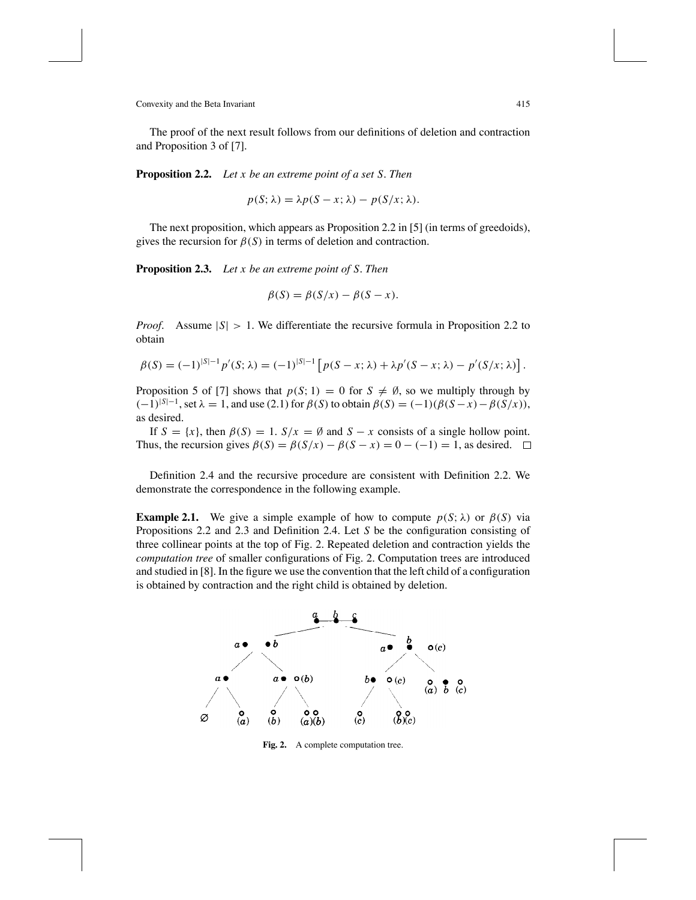The proof of the next result follows from our definitions of deletion and contraction and Proposition 3 of [7].

**Proposition 2.2.** *Let $x$ be an extreme point of a set $S$. Then*

$$p(S; \lambda) = \lambda p(S - x; \lambda) - p(S/x; \lambda).$$

The next proposition, which appears as Proposition 2.2 in [5] (in terms of greedoids), gives the recursion for $\beta(S)$ in terms of deletion and contraction.

**Proposition 2.3.** *Let $x$ be an extreme point of $S$. Then*

$$\beta(S) = \beta(S/x) - \beta(S - x).$$

*Proof.* Assume $|S| > 1$. We differentiate the recursive formula in Proposition 2.2 to obtain

$$\beta(S) = (-1)^{|S|-1} p'(S; \lambda) = (-1)^{|S|-1} \left[ p(S - x; \lambda) + \lambda p'(S - x; \lambda) - p'(S/x; \lambda) \right].$$

Proposition 5 of [7] shows that $p(S; 1) = 0$ for $S \neq \emptyset$, so we multiply through by $(-1)^{|S|-1}$, set $\lambda = 1$, and use (2.1) for $\beta(S)$ to obtain $\beta(S) = (-1)(\beta(S-x) - \beta(S/x))$, as desired.

If $S = \{x\}$, then $\beta(S) = 1$. $S/x = \emptyset$ and $S - x$ consists of a single hollow point. Thus, the recursion gives $\beta(S) = \beta(S/x) - \beta(S - x) = 0 - (-1) = 1$, as desired. $\square$

Definition 2.4 and the recursive procedure are consistent with Definition 2.2. We demonstrate the correspondence in the following example.

**Example 2.1.** We give a simple example of how to compute $p(S; \lambda)$ or $\beta(S)$ via Propositions 2.2 and 2.3 and Definition 2.4. Let $S$ be the configuration consisting of three collinear points at the top of Fig. 2. Repeated deletion and contraction yields the *computation tree* of smaller configurations of Fig. 2. Computation trees are introduced and studied in [8]. In the figure we use the convention that the left child of a configuration is obtained by contraction and the right child is obtained by deletion.

**Fig. 2.** A complete computation tree.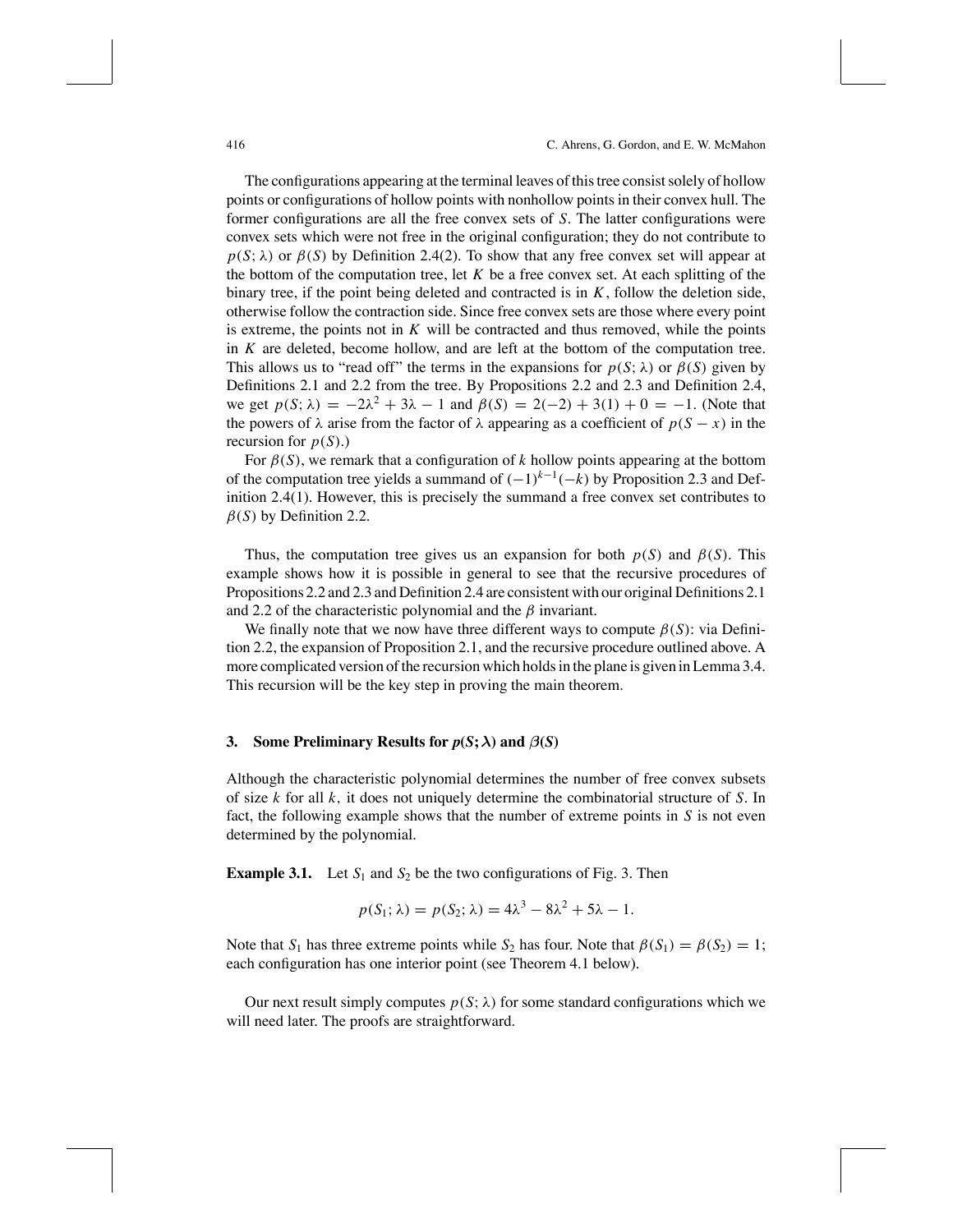The configurations appearing at the terminal leaves of this tree consist solely of hollow points or configurations of hollow points with nonhollow points in their convex hull. The former configurations are all the free convex sets of $S$. The latter configurations were convex sets which were not free in the original configuration; they do not contribute to $p(S; \lambda)$ or $\beta(S)$ by Definition 2.4(2). To show that any free convex set will appear at the bottom of the computation tree, let $K$ be a free convex set. At each splitting of the binary tree, if the point being deleted and contracted is in $K$, follow the deletion side, otherwise follow the contraction side. Since free convex sets are those where every point is extreme, the points not in $K$ will be contracted and thus removed, while the points in $K$ are deleted, become hollow, and are left at the bottom of the computation tree. This allows us to "read off" the terms in the expansions for $p(S; \lambda)$ or $\beta(S)$ given by Definitions 2.1 and 2.2 from the tree. By Propositions 2.2 and 2.3 and Definition 2.4, we get $p(S; \lambda) = -2\lambda^2 + 3\lambda - 1$ and $\beta(S) = 2(-2) + 3(1) + 0 = -1$. (Note that the powers of $\lambda$ arise from the factor of $\lambda$ appearing as a coefficient of $p(S - x)$ in the recursion for $p(S)$.)

For $\beta(S)$, we remark that a configuration of $k$ hollow points appearing at the bottom of the computation tree yields a summand of $(-1)^{k-1}(-k)$ by Proposition 2.3 and Definition 2.4(1). However, this is precisely the summand a free convex set contributes to $\beta(S)$ by Definition 2.2.

Thus, the computation tree gives us an expansion for both $p(S)$ and $\beta(S)$. This example shows how it is possible in general to see that the recursive procedures of Propositions 2.2 and 2.3 and Definition 2.4 are consistent with our original Definitions 2.1 and 2.2 of the characteristic polynomial and the $\beta$ invariant.

We finally note that we now have three different ways to compute $\beta(S)$: via Definition 2.2, the expansion of Proposition 2.1, and the recursive procedure outlined above. A more complicated version of the recursion which holds in the plane is given in Lemma 3.4. This recursion will be the key step in proving the main theorem.

## 3. Some Preliminary Results for $p(S; \lambda)$ and $\beta(S)$

Although the characteristic polynomial determines the number of free convex subsets of size $k$ for all $k$, it does not uniquely determine the combinatorial structure of $S$. In fact, the following example shows that the number of extreme points in $S$ is not even determined by the polynomial.

**Example 3.1.** Let $S_1$ and $S_2$ be the two configurations of Fig. 3. Then

$$p(S_1; \lambda) = p(S_2; \lambda) = 4\lambda^3 - 8\lambda^2 + 5\lambda - 1.$$

Note that $S_1$ has three extreme points while $S_2$ has four. Note that $\beta(S_1) = \beta(S_2) = 1$; each configuration has one interior point (see Theorem 4.1 below).

Our next result simply computes $p(S; \lambda)$ for some standard configurations which we will need later. The proofs are straightforward.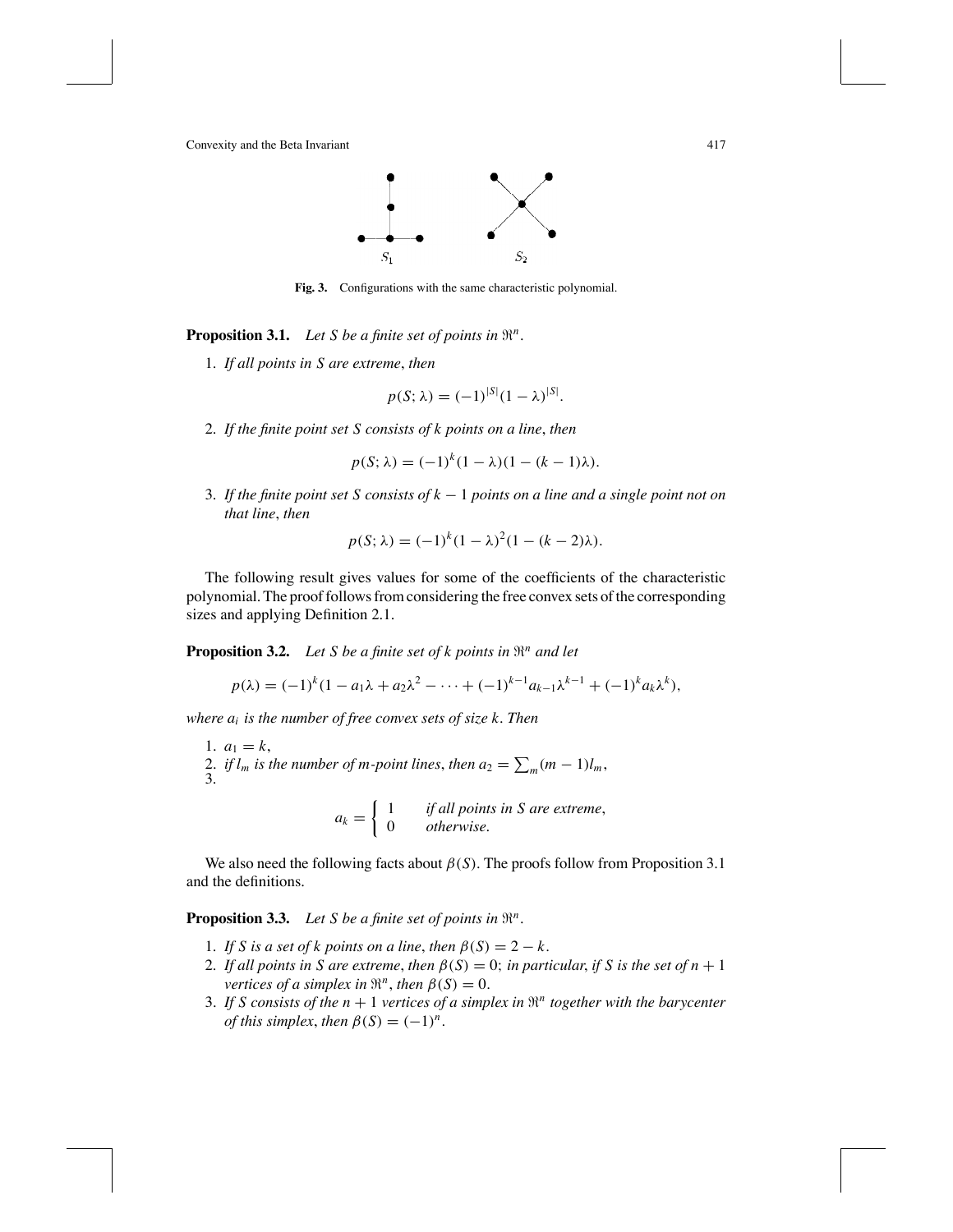Fig. 3. Configurations with the same characteristic polynomial.

**Proposition 3.1.** *Let $S$ be a finite set of points in $\Re^n$.*

1. *If all points in $S$ are extreme, then*

$$p(S; \lambda) = (-1)^{|S|}(1-\lambda)^{|S|}.$$

2. *If the finite point set $S$ consists of $k$ points on a line, then*

$$p(S; \lambda) = (-1)^k(1-\lambda)(1-(k-1)\lambda).$$

3. *If the finite point set $S$ consists of $k-1$ points on a line and a single point not on that line, then*

$$p(S; \lambda) = (-1)^k(1-\lambda)^2(1-(k-2)\lambda).$$

The following result gives values for some of the coefficients of the characteristic polynomial. The proof follows from considering the free convex sets of the corresponding sizes and applying Definition 2.1.

**Proposition 3.2.** *Let $S$ be a finite set of $k$ points in $\Re^n$ and let*

$$p(\lambda) = (-1)^k(1 - a_1\lambda + a_2\lambda^2 - \cdots + (-1)^{k-1}a_{k-1}\lambda^{k-1} + (-1)^k a_k\lambda^k),$$

*where $a_i$ is the number of free convex sets of size $k$. Then*

1. $a_1 = k$,
2. *if $l_m$ is the number of $m$-point lines, then $a_2 = \sum_m (m-1)l_m$,*
3. $$a_k = \begin{cases} 1 & \textit{if all points in } S \textit{ are extreme}, \\ 0 & \textit{otherwise.} \end{cases}$$

We also need the following facts about $\beta(S)$. The proofs follow from Proposition 3.1 and the definitions.

**Proposition 3.3.** *Let $S$ be a finite set of points in $\Re^n$.*

1. *If $S$ is a set of $k$ points on a line, then $\beta(S) = 2 - k$.*
2. *If all points in $S$ are extreme, then $\beta(S) = 0$; in particular, if $S$ is the set of $n+1$ vertices of a simplex in $\Re^n$, then $\beta(S) = 0$.*
3. *If $S$ consists of the $n+1$ vertices of a simplex in $\Re^n$ together with the barycenter of this simplex, then $\beta(S) = (-1)^n$.*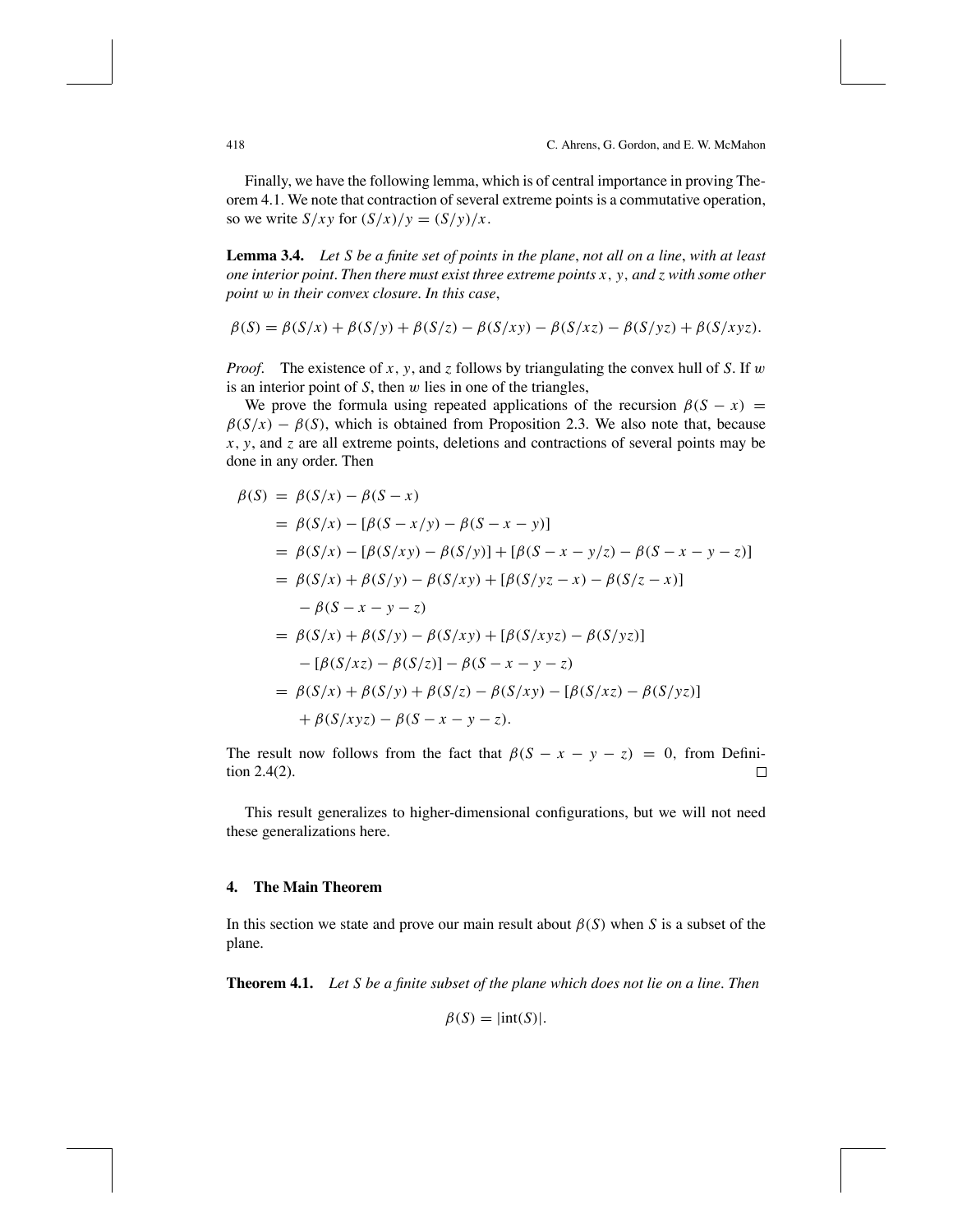Finally, we have the following lemma, which is of central importance in proving Theorem 4.1. We note that contraction of several extreme points is a commutative operation, so we write $S/xy$ for $(S/x)/y = (S/y)/x$.

**Lemma 3.4.** *Let $S$ be a finite set of points in the plane, not all on a line, with at least one interior point. Then there must exist three extreme points $x$, $y$, and $z$ with some other point $w$ in their convex closure. In this case,*

$$\beta(S) = \beta(S/x) + \beta(S/y) + \beta(S/z) - \beta(S/xy) - \beta(S/xz) - \beta(S/yz) + \beta(S/xyz).$$

*Proof.* The existence of $x$, $y$, and $z$ follows by triangulating the convex hull of $S$. If $w$ is an interior point of $S$, then $w$ lies in one of the triangles,

We prove the formula using repeated applications of the recursion $\beta(S - x) = \beta(S/x) - \beta(S)$, which is obtained from Proposition 2.3. We also note that, because $x$, $y$, and $z$ are all extreme points, deletions and contractions of several points may be done in any order. Then

$$\begin{aligned}
\beta(S) &= \beta(S/x) - \beta(S - x) \\
&= \beta(S/x) - [\beta(S - x/y) - \beta(S - x - y)] \\
&= \beta(S/x) - [\beta(S/xy) - \beta(S/y)] + [\beta(S - x - y/z) - \beta(S - x - y - z)] \\
&= \beta(S/x) + \beta(S/y) - \beta(S/xy) + [\beta(S/yz - x) - \beta(S/z - x)] \\
&\quad - \beta(S - x - y - z) \\
&= \beta(S/x) + \beta(S/y) - \beta(S/xy) + [\beta(S/xyz) - \beta(S/yz)] \\
&\quad - [\beta(S/xz) - \beta(S/z)] - \beta(S - x - y - z) \\
&= \beta(S/x) + \beta(S/y) + \beta(S/z) - \beta(S/xy) - [\beta(S/xz) - \beta(S/yz)] \\
&\quad + \beta(S/xyz) - \beta(S - x - y - z).
\end{aligned}$$

The result now follows from the fact that $\beta(S - x - y - z) = 0$, from Definition 2.4(2). $\square$

This result generalizes to higher-dimensional configurations, but we will not need these generalizations here.

## 4. The Main Theorem

In this section we state and prove our main result about $\beta(S)$ when $S$ is a subset of the plane.

**Theorem 4.1.** *Let $S$ be a finite subset of the plane which does not lie on a line. Then*

$$\beta(S) = |\text{int}(S)|.$$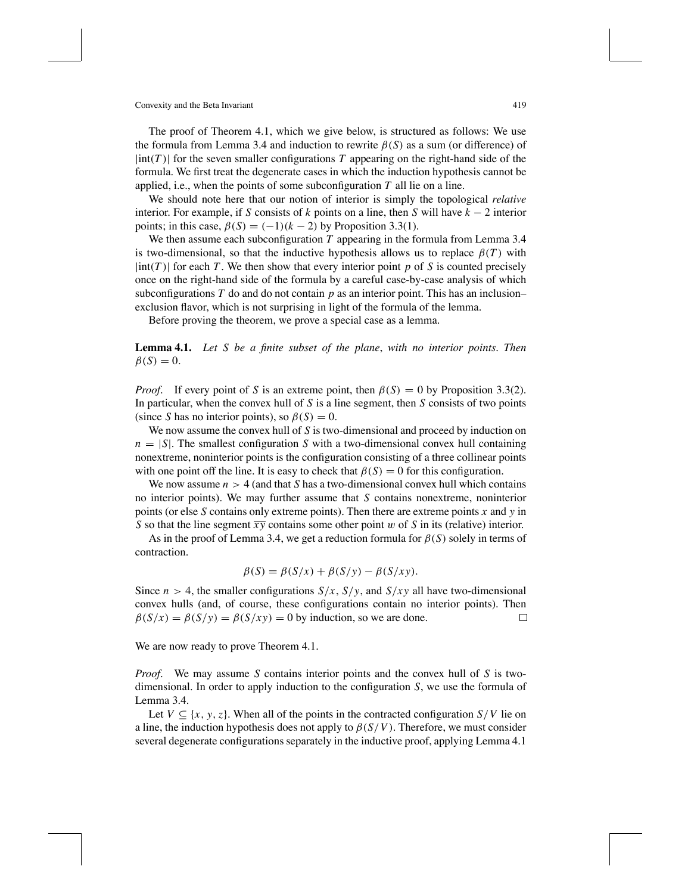The proof of Theorem 4.1, which we give below, is structured as follows: We use the formula from Lemma 3.4 and induction to rewrite $\beta(S)$ as a sum (or difference) of $|\text{int}(T)|$ for the seven smaller configurations $T$ appearing on the right-hand side of the formula. We first treat the degenerate cases in which the induction hypothesis cannot be applied, i.e., when the points of some subconfiguration $T$ all lie on a line.

We should note here that our notion of interior is simply the topological *relative* interior. For example, if $S$ consists of $k$ points on a line, then $S$ will have $k-2$ interior points; in this case, $\beta(S) = (-1)(k-2)$ by Proposition 3.3(1).

We then assume each subconfiguration $T$ appearing in the formula from Lemma 3.4 is two-dimensional, so that the inductive hypothesis allows us to replace $\beta(T)$ with $|\text{int}(T)|$ for each $T$. We then show that every interior point $p$ of $S$ is counted precisely once on the right-hand side of the formula by a careful case-by-case analysis of which subconfigurations $T$ do and do not contain $p$ as an interior point. This has an inclusion–exclusion flavor, which is not surprising in light of the formula of the lemma.

Before proving the theorem, we prove a special case as a lemma.

**Lemma 4.1.** *Let $S$ be a finite subset of the plane, with no interior points. Then* $\beta(S) = 0$.

*Proof.* If every point of $S$ is an extreme point, then $\beta(S) = 0$ by Proposition 3.3(2). In particular, when the convex hull of $S$ is a line segment, then $S$ consists of two points (since $S$ has no interior points), so $\beta(S) = 0$.

We now assume the convex hull of $S$ is two-dimensional and proceed by induction on $n = |S|$. The smallest configuration $S$ with a two-dimensional convex hull containing nonextreme, noninterior points is the configuration consisting of a three collinear points with one point off the line. It is easy to check that $\beta(S) = 0$ for this configuration.

We now assume $n > 4$ (and that $S$ has a two-dimensional convex hull which contains no interior points). We may further assume that $S$ contains nonextreme, noninterior points (or else $S$ contains only extreme points). Then there are extreme points $x$ and $y$ in $S$ so that the line segment $\overline{xy}$ contains some other point $w$ of $S$ in its (relative) interior.

As in the proof of Lemma 3.4, we get a reduction formula for $\beta(S)$ solely in terms of contraction.

$$\beta(S) = \beta(S/x) + \beta(S/y) - \beta(S/xy).$$

Since $n > 4$, the smaller configurations $S/x$, $S/y$, and $S/xy$ all have two-dimensional convex hulls (and, of course, these configurations contain no interior points). Then $\beta(S/x) = \beta(S/y) = \beta(S/xy) = 0$ by induction, so we are done. $\square$

We are now ready to prove Theorem 4.1.

*Proof.* We may assume $S$ contains interior points and the convex hull of $S$ is two-dimensional. In order to apply induction to the configuration $S$, we use the formula of Lemma 3.4.

Let $V \subseteq \{x, y, z\}$. When all of the points in the contracted configuration $S/V$ lie on a line, the induction hypothesis does not apply to $\beta(S/V)$. Therefore, we must consider several degenerate configurations separately in the inductive proof, applying Lemma 4.1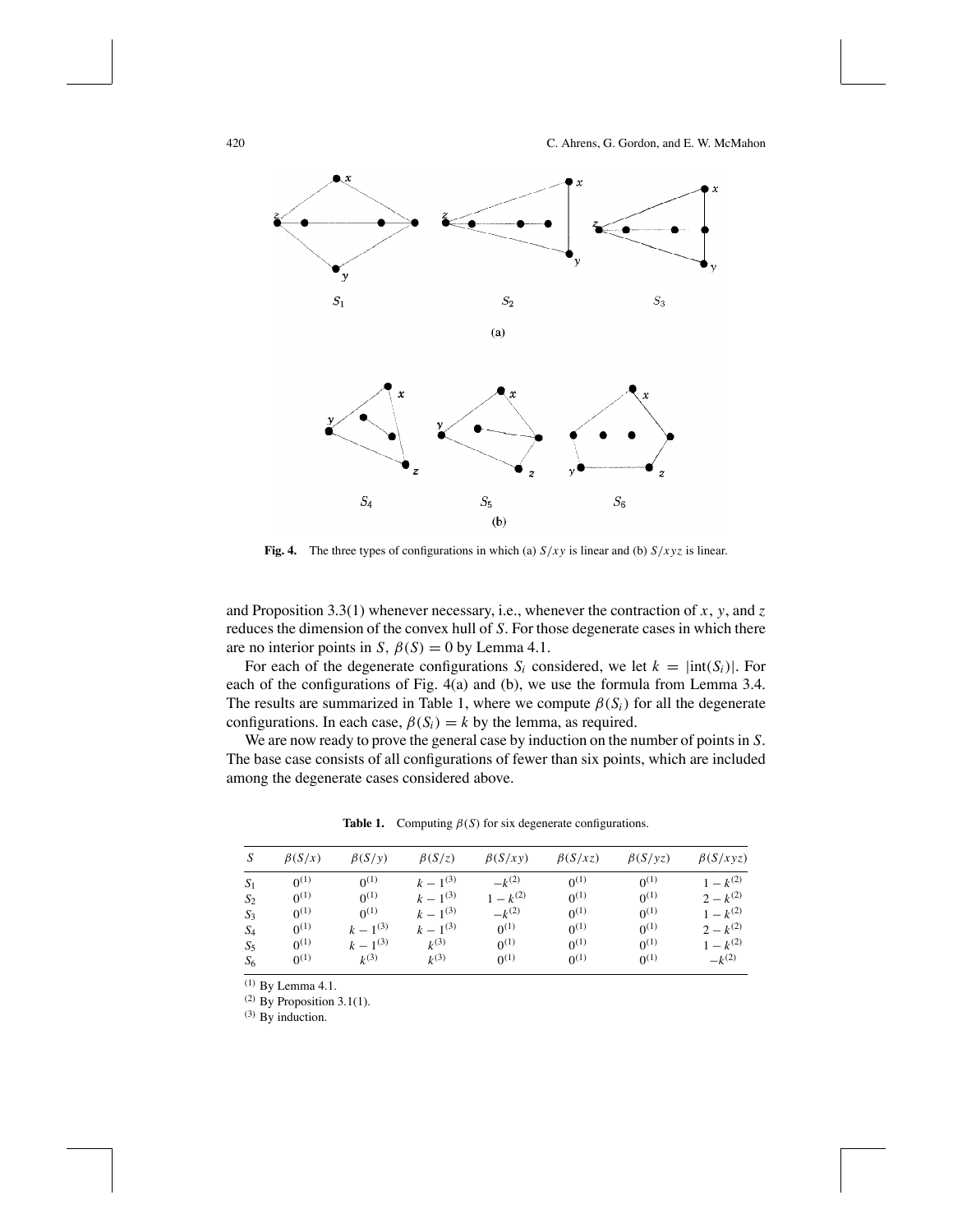Fig. 4. The three types of configurations in which (a) $S/xy$ is linear and (b) $S/xyz$ is linear.

and Proposition 3.3(1) whenever necessary, i.e., whenever the contraction of $x$, $y$, and $z$ reduces the dimension of the convex hull of $S$. For those degenerate cases in which there are no interior points in $S$, $\beta(S) = 0$ by Lemma 4.1.

For each of the degenerate configurations $S_i$ considered, we let $k = |\text{int}(S_i)|$. For each of the configurations of Fig. 4(a) and (b), we use the formula from Lemma 3.4. The results are summarized in Table 1, where we compute $\beta(S_i)$ for all the degenerate configurations. In each case, $\beta(S_i) = k$ by the lemma, as required.

We are now ready to prove the general case by induction on the number of points in $S$. The base case consists of all configurations of fewer than six points, which are included among the degenerate cases considered above.

**Table 1.** Computing $\beta(S)$ for six degenerate configurations.

| $S$ | $\beta(S/x)$ | $\beta(S/y)$ | $\beta(S/z)$ | $\beta(S/xy)$ | $\beta(S/xz)$ | $\beta(S/yz)$ | $\beta(S/xyz)$ |
|---|---|---|---|---|---|---|---|
| $S_1$ | $0^{(1)}$ | $0^{(1)}$ | $k-1^{(3)}$ | $-k^{(2)}$ | $0^{(1)}$ | $0^{(1)}$ | $1-k^{(2)}$ |
| $S_2$ | $0^{(1)}$ | $0^{(1)}$ | $k-1^{(3)}$ | $1-k^{(2)}$ | $0^{(1)}$ | $0^{(1)}$ | $2-k^{(2)}$ |
| $S_3$ | $0^{(1)}$ | $0^{(1)}$ | $k-1^{(3)}$ | $-k^{(2)}$ | $0^{(1)}$ | $0^{(1)}$ | $1-k^{(2)}$ |
| $S_4$ | $0^{(1)}$ | $k-1^{(3)}$ | $k-1^{(3)}$ | $0^{(1)}$ | $0^{(1)}$ | $0^{(1)}$ | $2-k^{(2)}$ |
| $S_5$ | $0^{(1)}$ | $k-1^{(3)}$ | $k^{(3)}$ | $0^{(1)}$ | $0^{(1)}$ | $0^{(1)}$ | $1-k^{(2)}$ |
| $S_6$ | $0^{(1)}$ | $k^{(3)}$ | $k^{(3)}$ | $0^{(1)}$ | $0^{(1)}$ | $0^{(1)}$ | $-k^{(2)}$ |

(1) By Lemma 4.1.
(2) By Proposition 3.1(1).
(3) By induction.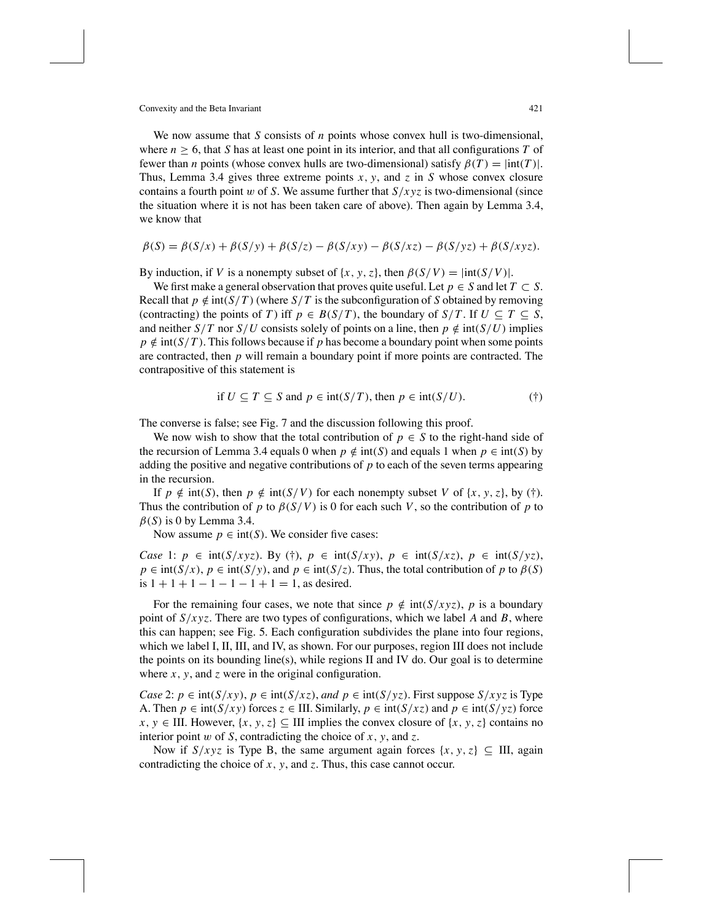We now assume that $S$ consists of $n$ points whose convex hull is two-dimensional, where $n \geq 6$, that $S$ has at least one point in its interior, and that all configurations $T$ of fewer than $n$ points (whose convex hulls are two-dimensional) satisfy $\beta(T) = |\text{int}(T)|$. Thus, Lemma 3.4 gives three extreme points $x$, $y$, and $z$ in $S$ whose convex closure contains a fourth point $w$ of $S$. We assume further that $S/xyz$ is two-dimensional (since the situation where it is not has been taken care of above). Then again by Lemma 3.4, we know that

$$\beta(S) = \beta(S/x) + \beta(S/y) + \beta(S/z) - \beta(S/xy) - \beta(S/xz) - \beta(S/yz) + \beta(S/xyz).$$

By induction, if $V$ is a nonempty subset of $\{x, y, z\}$, then $\beta(S/V) = |\text{int}(S/V)|$.

We first make a general observation that proves quite useful. Let $p \in S$ and let $T \subset S$. Recall that $p \notin \text{int}(S/T)$ (where $S/T$ is the subconfiguration of $S$ obtained by removing (contracting) the points of $T$) iff $p \in B(S/T)$, the boundary of $S/T$. If $U \subseteq T \subseteq S$, and neither $S/T$ nor $S/U$ consists solely of points on a line, then $p \notin \text{int}(S/U)$ implies $p \notin \text{int}(S/T)$. This follows because if $p$ has become a boundary point when some points are contracted, then $p$ will remain a boundary point if more points are contracted. The contrapositive of this statement is

$$\text{if } U \subseteq T \subseteq S \text{ and } p \in \text{int}(S/T), \text{ then } p \in \text{int}(S/U). \qquad (\dagger)$$

The converse is false; see Fig. 7 and the discussion following this proof.

We now wish to show that the total contribution of $p \in S$ to the right-hand side of the recursion of Lemma 3.4 equals 0 when $p \notin \text{int}(S)$ and equals 1 when $p \in \text{int}(S)$ by adding the positive and negative contributions of $p$ to each of the seven terms appearing in the recursion.

If $p \notin \text{int}(S)$, then $p \notin \text{int}(S/V)$ for each nonempty subset $V$ of $\{x, y, z\}$, by (†). Thus the contribution of $p$ to $\beta(S/V)$ is 0 for each such $V$, so the contribution of $p$ to $\beta(S)$ is 0 by Lemma 3.4.

Now assume $p \in \text{int}(S)$. We consider five cases:

*Case* 1: $p \in \text{int}(S/xyz)$. By (†), $p \in \text{int}(S/xy)$, $p \in \text{int}(S/xz)$, $p \in \text{int}(S/yz)$, $p \in \text{int}(S/x)$, $p \in \text{int}(S/y)$, and $p \in \text{int}(S/z)$. Thus, the total contribution of $p$ to $\beta(S)$ is $1 + 1 + 1 - 1 - 1 - 1 + 1 = 1$, as desired.

For the remaining four cases, we note that since $p \notin \text{int}(S/xyz)$, $p$ is a boundary point of $S/xyz$. There are two types of configurations, which we label $A$ and $B$, where this can happen; see Fig. 5. Each configuration subdivides the plane into four regions, which we label I, II, III, and IV, as shown. For our purposes, region III does not include the points on its bounding line(s), while regions II and IV do. Our goal is to determine where $x$, $y$, and $z$ were in the original configuration.

*Case* 2: $p \in \text{int}(S/xy)$, $p \in \text{int}(S/xz)$, *and* $p \in \text{int}(S/yz)$. First suppose $S/xyz$ is Type A. Then $p \in \text{int}(S/xy)$ forces $z \in \text{III}$. Similarly, $p \in \text{int}(S/xz)$ and $p \in \text{int}(S/yz)$ force $x, y \in \text{III}$. However, $\{x, y, z\} \subseteq \text{III}$ implies the convex closure of $\{x, y, z\}$ contains no interior point $w$ of $S$, contradicting the choice of $x$, $y$, and $z$.

Now if $S/xyz$ is Type B, the same argument again forces $\{x, y, z\} \subseteq \text{III}$, again contradicting the choice of $x$, $y$, and $z$. Thus, this case cannot occur.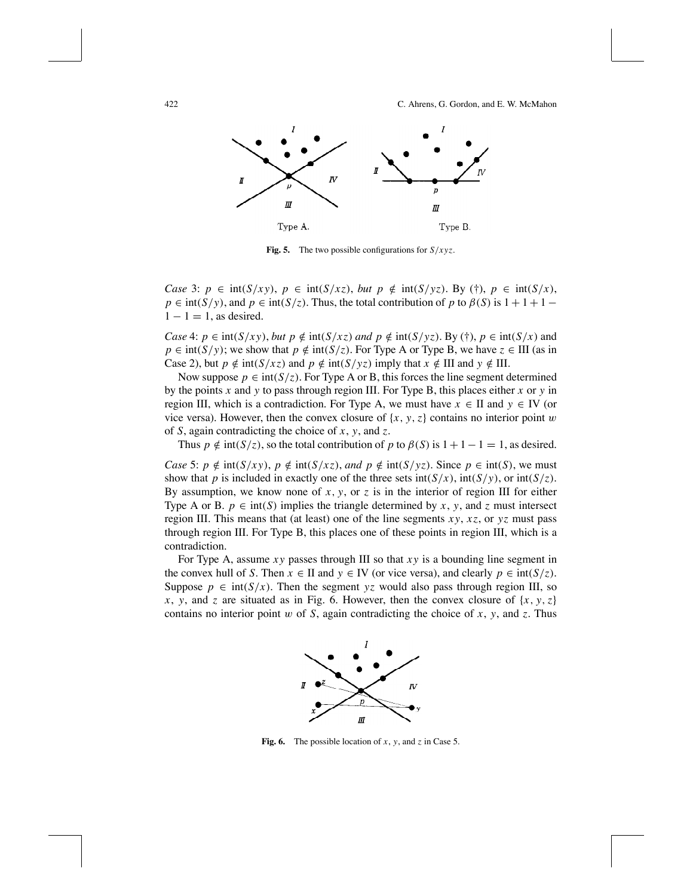**Fig. 5.** The two possible configurations for $S/xyz$.

*Case* 3: $p \in \text{int}(S/xy)$, $p \in \text{int}(S/xz)$, *but* $p \notin \text{int}(S/yz)$. By (†), $p \in \text{int}(S/x)$, $p \in \text{int}(S/y)$, and $p \in \text{int}(S/z)$. Thus, the total contribution of $p$ to $\beta(S)$ is $1 + 1 + 1 - 1 - 1 = 1$, as desired.

*Case* 4: $p \in \text{int}(S/xy)$, *but* $p \notin \text{int}(S/xz)$ *and* $p \notin \text{int}(S/yz)$. By (†), $p \in \text{int}(S/x)$ and $p \in \text{int}(S/y)$; we show that $p \notin \text{int}(S/z)$. For Type A or Type B, we have $z \in \text{III}$ (as in Case 2), but $p \notin \text{int}(S/xz)$ and $p \notin \text{int}(S/yz)$ imply that $x \notin \text{III}$ and $y \notin \text{III}$.

Now suppose $p \in \text{int}(S/z)$. For Type A or B, this forces the line segment determined by the points $x$ and $y$ to pass through region III. For Type B, this places either $x$ or $y$ in region III, which is a contradiction. For Type A, we must have $x \in \text{II}$ and $y \in \text{IV}$ (or vice versa). However, then the convex closure of $\{x, y, z\}$ contains no interior point $w$ of $S$, again contradicting the choice of $x$, $y$, and $z$.

Thus $p \notin \text{int}(S/z)$, so the total contribution of $p$ to $\beta(S)$ is $1 + 1 - 1 = 1$, as desired.

*Case* 5: $p \notin \text{int}(S/xy)$, $p \notin \text{int}(S/xz)$, *and* $p \notin \text{int}(S/yz)$. Since $p \in \text{int}(S)$, we must show that $p$ is included in exactly one of the three sets $\text{int}(S/x)$, $\text{int}(S/y)$, or $\text{int}(S/z)$. By assumption, we know none of $x$, $y$, or $z$ is in the interior of region III for either Type A or B. $p \in \text{int}(S)$ implies the triangle determined by $x$, $y$, and $z$ must intersect region III. This means that (at least) one of the line segments $xy$, $xz$, or $yz$ must pass through region III. For Type B, this places one of these points in region III, which is a contradiction.

For Type A, assume $xy$ passes through III so that $xy$ is a bounding line segment in the convex hull of $S$. Then $x \in \text{II}$ and $y \in \text{IV}$ (or vice versa), and clearly $p \in \text{int}(S/z)$. Suppose $p \in \text{int}(S/x)$. Then the segment $yz$ would also pass through region III, so $x$, $y$, and $z$ are situated as in Fig. 6. However, then the convex closure of $\{x, y, z\}$ contains no interior point $w$ of $S$, again contradicting the choice of $x$, $y$, and $z$. Thus

**Fig. 6.** The possible location of $x$, $y$, and $z$ in Case 5.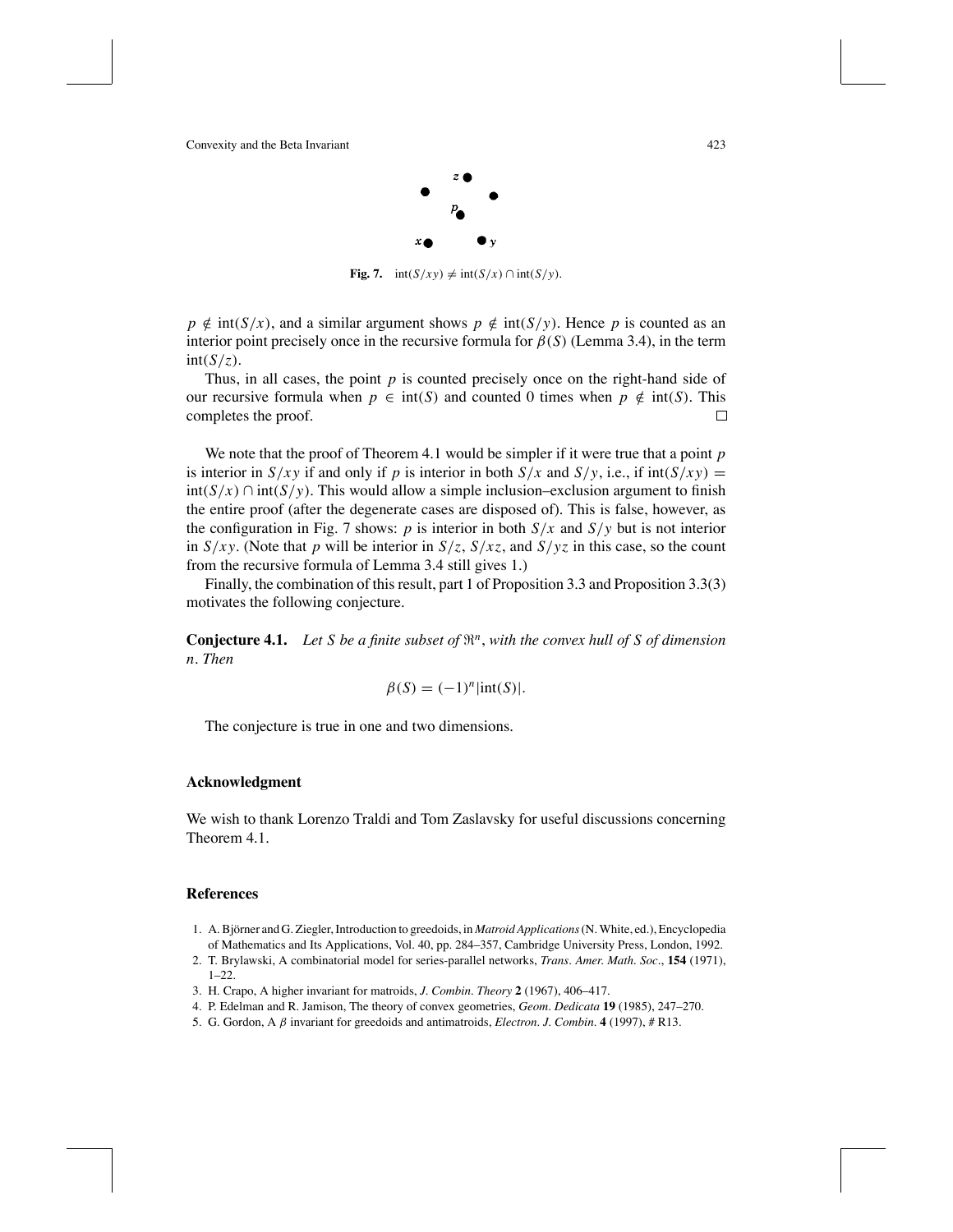**Fig. 7.** $\text{int}(S/xy) \neq \text{int}(S/x) \cap \text{int}(S/y)$.

$p \notin \text{int}(S/x)$, and a similar argument shows $p \notin \text{int}(S/y)$. Hence $p$ is counted as an interior point precisely once in the recursive formula for $\beta(S)$ (Lemma 3.4), in the term $\text{int}(S/z)$.

Thus, in all cases, the point $p$ is counted precisely once on the right-hand side of our recursive formula when $p \in \text{int}(S)$ and counted 0 times when $p \notin \text{int}(S)$. This completes the proof. □

We note that the proof of Theorem 4.1 would be simpler if it were true that a point $p$ is interior in $S/xy$ if and only if $p$ is interior in both $S/x$ and $S/y$, i.e., if $\text{int}(S/xy) = \text{int}(S/x) \cap \text{int}(S/y)$. This would allow a simple inclusion–exclusion argument to finish the entire proof (after the degenerate cases are disposed of). This is false, however, as the configuration in Fig. 7 shows: $p$ is interior in both $S/x$ and $S/y$ but is not interior in $S/xy$. (Note that $p$ will be interior in $S/z$, $S/xz$, and $S/yz$ in this case, so the count from the recursive formula of Lemma 3.4 still gives 1.)

Finally, the combination of this result, part 1 of Proposition 3.3 and Proposition 3.3(3) motivates the following conjecture.

**Conjecture 4.1.** *Let $S$ be a finite subset of $\Re^n$, with the convex hull of $S$ of dimension $n$. Then*

$$\beta(S) = (-1)^n |\text{int}(S)|.$$

The conjecture is true in one and two dimensions.

## Acknowledgment

We wish to thank Lorenzo Traldi and Tom Zaslavsky for useful discussions concerning Theorem 4.1.

## References

1. A. Björner and G. Ziegler, Introduction to greedoids, in *Matroid Applications* (N. White, ed.), Encyclopedia of Mathematics and Its Applications, Vol. 40, pp. 284–357, Cambridge University Press, London, 1992.
2. T. Brylawski, A combinatorial model for series-parallel networks, *Trans. Amer. Math. Soc.*, **154** (1971), 1–22.
3. H. Crapo, A higher invariant for matroids, *J. Combin. Theory* **2** (1967), 406–417.
4. P. Edelman and R. Jamison, The theory of convex geometries, *Geom. Dedicata* **19** (1985), 247–270.
5. G. Gordon, A $\beta$ invariant for greedoids and antimatroids, *Electron. J. Combin.* **4** (1997), # R13.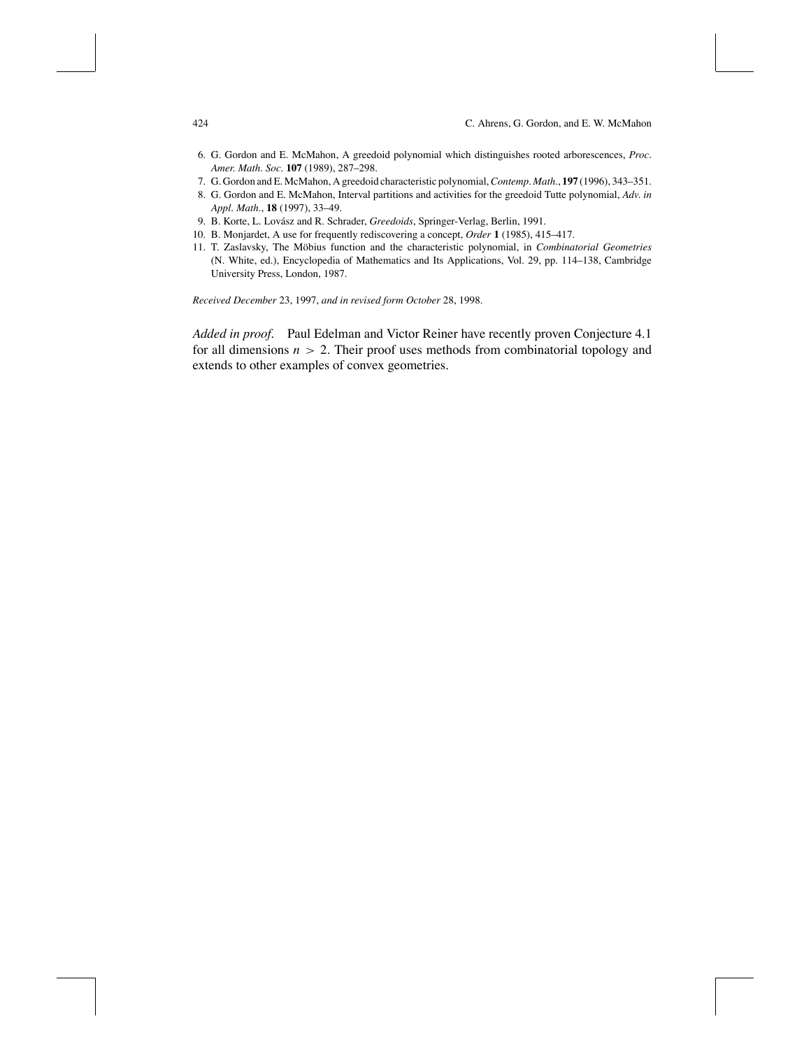6. G. Gordon and E. McMahon, A greedoid polynomial which distinguishes rooted arborescences, *Proc. Amer. Math. Soc.* **107** (1989), 287–298.
7. G. Gordon and E. McMahon, A greedoid characteristic polynomial, *Contemp. Math.*, **197** (1996), 343–351.
8. G. Gordon and E. McMahon, Interval partitions and activities for the greedoid Tutte polynomial, *Adv. in Appl. Math.*, **18** (1997), 33–49.
9. B. Korte, L. Lovász and R. Schrader, *Greedoids*, Springer-Verlag, Berlin, 1991.
10. B. Monjardet, A use for frequently rediscovering a concept, *Order* **1** (1985), 415–417.
11. T. Zaslavsky, The Möbius function and the characteristic polynomial, in *Combinatorial Geometries* (N. White, ed.), Encyclopedia of Mathematics and Its Applications, Vol. 29, pp. 114–138, Cambridge University Press, London, 1987.

*Received December* 23, 1997, *and in revised form October* 28, 1998.

*Added in proof.* Paul Edelman and Victor Reiner have recently proven Conjecture 4.1 for all dimensions $n > 2$. Their proof uses methods from combinatorial topology and extends to other examples of convex geometries.